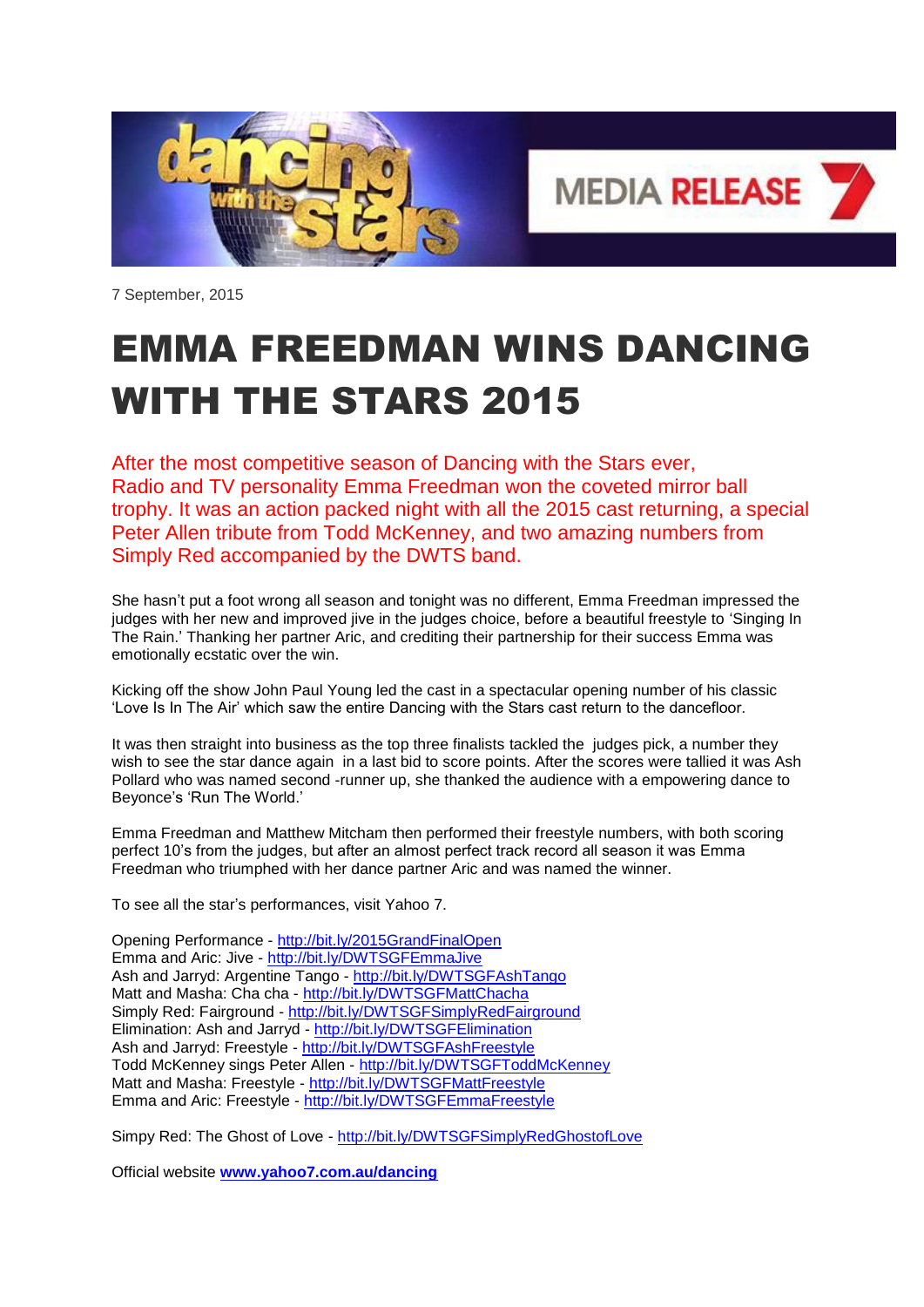**MEDIA RELEASE**

7 September, 2015

# EMMA FREEDMAN WINS DANCING WITH THE STARS 2015

After the most competitive season of Dancing with the Stars ever, Radio and TV personality Emma Freedman won the coveted mirror ball trophy. It was an action packed night with all the 2015 cast returning, a special Peter Allen tribute from Todd McKenney, and two amazing numbers from Simply Red accompanied by the DWTS band.

She hasn't put a foot wrong all season and tonight was no different, Emma Freedman impressed the judges with her new and improved jive in the judges choice, before a beautiful freestyle to 'Singing In The Rain.' Thanking her partner Aric, and crediting their partnership for their success Emma was emotionally ecstatic over the win.

Kicking off the show John Paul Young led the cast in a spectacular opening number of his classic 'Love Is In The Air' which saw the entire Dancing with the Stars cast return to the dancefloor.

It was then straight into business as the top three finalists tackled the judges pick, a number they wish to see the star dance again in a last bid to score points. After the scores were tallied it was Ash Pollard who was named second -runner up, she thanked the audience with a empowering dance to Beyonce's 'Run The World.'

Emma Freedman and Matthew Mitcham then performed their freestyle numbers, with both scoring perfect 10's from the judges, but after an almost perfect track record all season it was Emma Freedman who triumphed with her dance partner Aric and was named the winner.

To see all the star's performances, visit Yahoo 7.

Opening Performance - http://bit.ly/2015GrandFinalOpen
Emma and Aric: Jive - http://bit.ly/DWTSGFEmmaJive
Ash and Jarryd: Argentine Tango - http://bit.ly/DWTSGFAshTango
Matt and Masha: Cha cha - http://bit.ly/DWTSGFMattChacha
Simply Red: Fairground - http://bit.ly/DWTSGFSimplyRedFairground
Elimination: Ash and Jarryd - http://bit.ly/DWTSGFElimination
Ash and Jarryd: Freestyle - http://bit.ly/DWTSGFAshFreestyle
Todd McKenney sings Peter Allen - http://bit.ly/DWTSGFToddMcKenney
Matt and Masha: Freestyle - http://bit.ly/DWTSGFMattFreestyle
Emma and Aric: Freestyle - http://bit.ly/DWTSGFEmmaFreestyle

Simpy Red: The Ghost of Love - http://bit.ly/DWTSGFSimplyRedGhostofLove

Official website **www.yahoo7.com.au/dancing**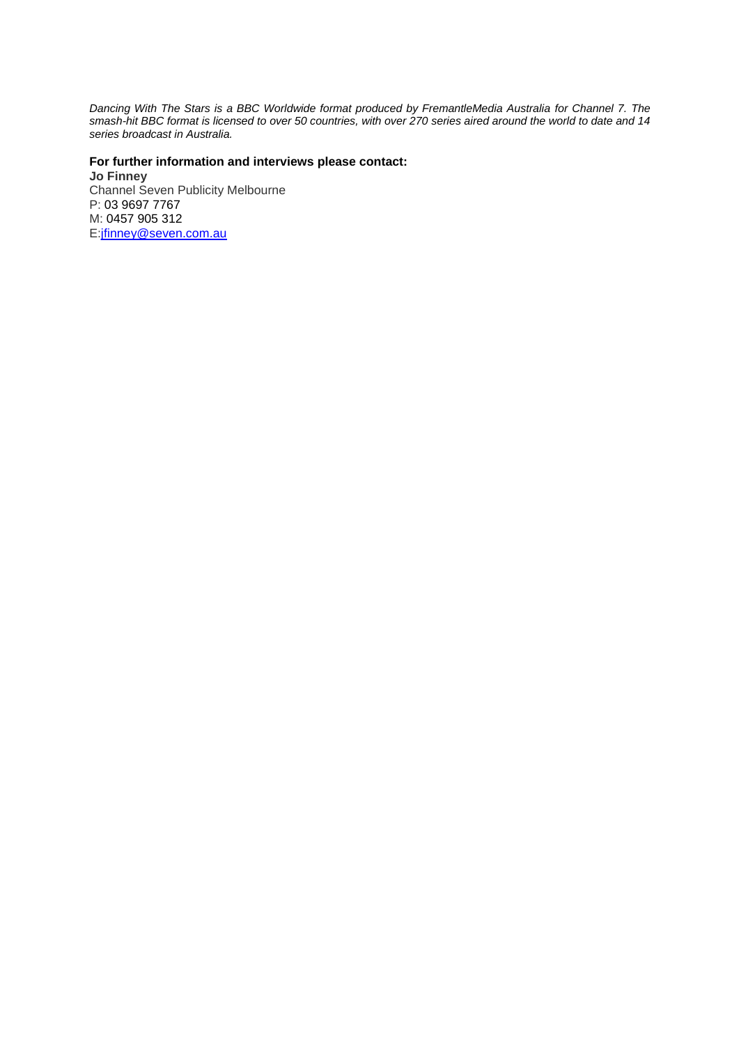*Dancing With The Stars is a BBC Worldwide format produced by FremantleMedia Australia for Channel 7. The smash-hit BBC format is licensed to over 50 countries, with over 270 series aired around the world to date and 14 series broadcast in Australia.*

**For further information and interviews please contact:**

**Jo Finney**
Channel Seven Publicity Melbourne
P: 03 9697 7767
M: 0457 905 312
E:jfinney@seven.com.au